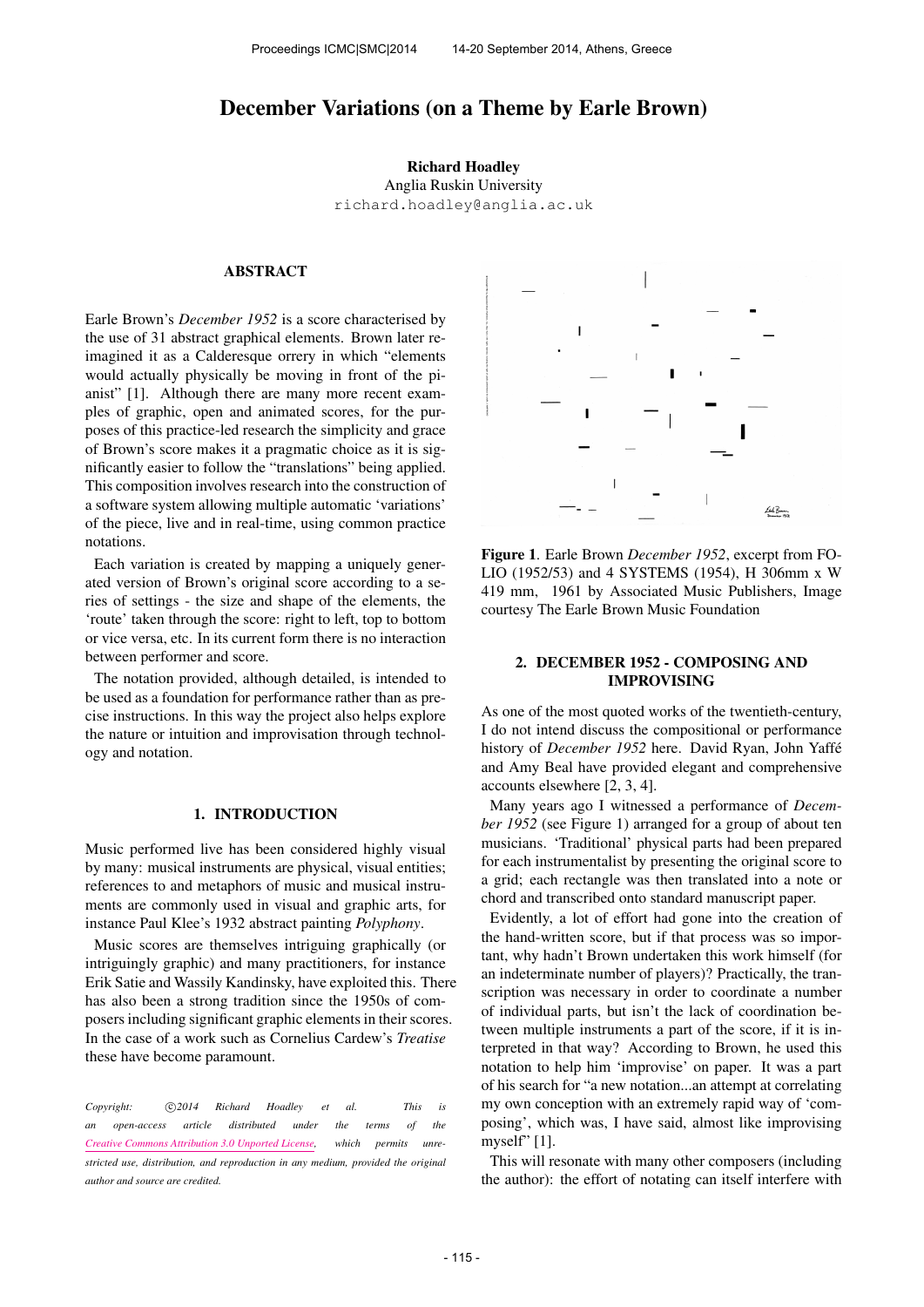# December Variations (on a Theme by Earle Brown)

**Richard Hoadley**
Anglia Ruskin University
richard.hoadley@anglia.ac.uk

## ABSTRACT

Earle Brown's *December 1952* is a score characterised by the use of 31 abstract graphical elements. Brown later reimagined it as a Calderesque orrery in which "elements would actually physically be moving in front of the pianist" [1]. Although there are many more recent examples of graphic, open and animated scores, for the purposes of this practice-led research the simplicity and grace of Brown's score makes it a pragmatic choice as it is significantly easier to follow the "translations" being applied. This composition involves research into the construction of a software system allowing multiple automatic 'variations' of the piece, live and in real-time, using common practice notations.

Each variation is created by mapping a uniquely generated version of Brown's original score according to a series of settings - the size and shape of the elements, the 'route' taken through the score: right to left, top to bottom or vice versa, etc. In its current form there is no interaction between performer and score.

The notation provided, although detailed, is intended to be used as a foundation for performance rather than as precise instructions. In this way the project also helps explore the nature or intuition and improvisation through technology and notation.

## 1. INTRODUCTION

Music performed live has been considered highly visual by many: musical instruments are physical, visual entities; references to and metaphors of music and musical instruments are commonly used in visual and graphic arts, for instance Paul Klee's 1932 abstract painting *Polyphony*.

Music scores are themselves intriguing graphically (or intriguingly graphic) and many practitioners, for instance Erik Satie and Wassily Kandinsky, have exploited this. There has also been a strong tradition since the 1950s of composers including significant graphic elements in their scores. In the case of a work such as Cornelius Cardew's *Treatise* these have become paramount.

*Copyright: ©2014 Richard Hoadley et al. This is an open-access article distributed under the terms of the Creative Commons Attribution 3.0 Unported License, which permits unrestricted use, distribution, and reproduction in any medium, provided the original author and source are credited.*

**Figure 1**. Earle Brown *December 1952*, excerpt from FOLIO (1952/53) and 4 SYSTEMS (1954), H 306mm x W 419 mm, 1961 by Associated Music Publishers, Image courtesy The Earle Brown Music Foundation

## 2. DECEMBER 1952 - COMPOSING AND IMPROVISING

As one of the most quoted works of the twentieth-century, I do not intend discuss the compositional or performance history of *December 1952* here. David Ryan, John Yaffé and Amy Beal have provided elegant and comprehensive accounts elsewhere [2, 3, 4].

Many years ago I witnessed a performance of *December 1952* (see Figure 1) arranged for a group of about ten musicians. 'Traditional' physical parts had been prepared for each instrumentalist by presenting the original score to a grid; each rectangle was then translated into a note or chord and transcribed onto standard manuscript paper.

Evidently, a lot of effort had gone into the creation of the hand-written score, but if that process was so important, why hadn't Brown undertaken this work himself (for an indeterminate number of players)? Practically, the transcription was necessary in order to coordinate a number of individual parts, but isn't the lack of coordination between multiple instruments a part of the score, if it is interpreted in that way? According to Brown, he used this notation to help him 'improvise' on paper. It was a part of his search for "a new notation...an attempt at correlating my own conception with an extremely rapid way of 'composing', which was, I have said, almost like improvising myself" [1].

This will resonate with many other composers (including the author): the effort of notating can itself interfere with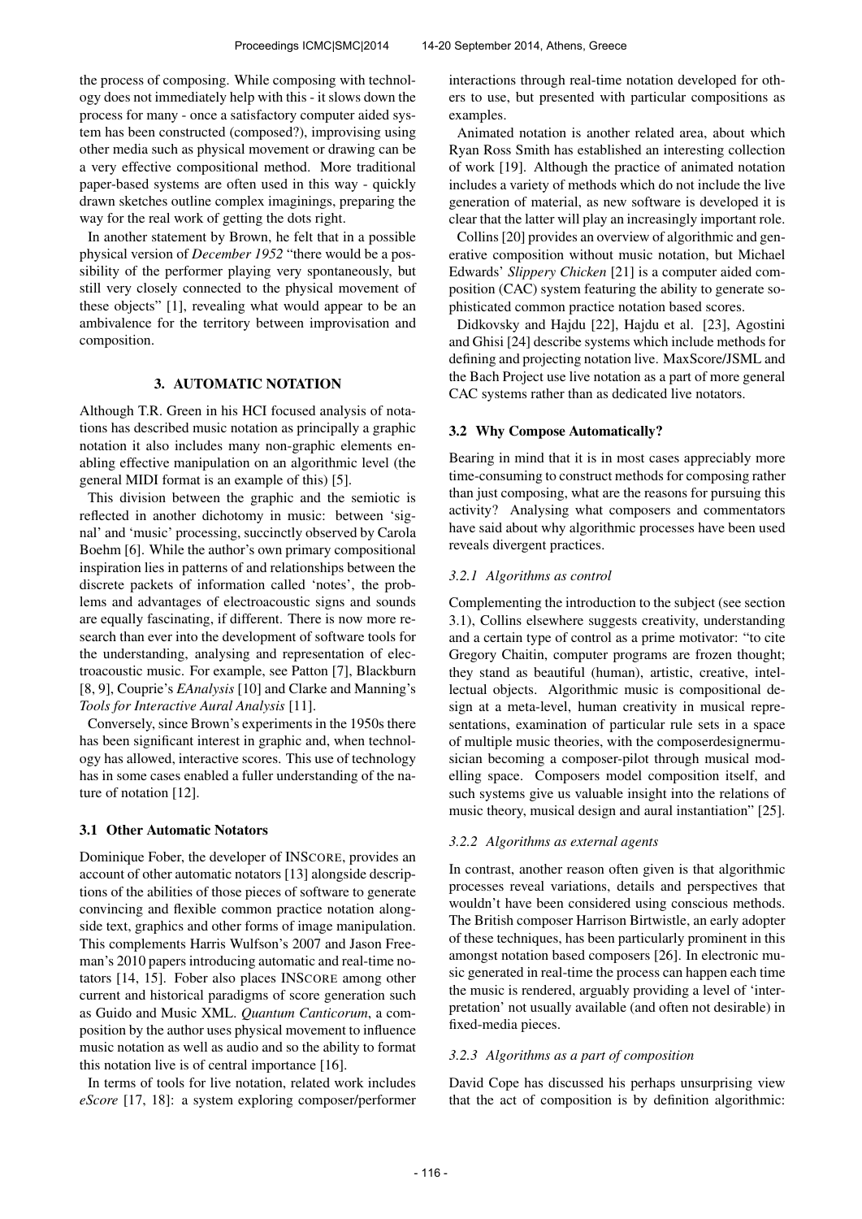the process of composing. While composing with technology does not immediately help with this - it slows down the process for many - once a satisfactory computer aided system has been constructed (composed?), improvising using other media such as physical movement or drawing can be a very effective compositional method. More traditional paper-based systems are often used in this way - quickly drawn sketches outline complex imaginings, preparing the way for the real work of getting the dots right.

In another statement by Brown, he felt that in a possible physical version of *December 1952* "there would be a possibility of the performer playing very spontaneously, but still very closely connected to the physical movement of these objects" [1], revealing what would appear to be an ambivalence for the territory between improvisation and composition.

## 3. AUTOMATIC NOTATION

Although T.R. Green in his HCI focused analysis of notations has described music notation as principally a graphic notation it also includes many non-graphic elements enabling effective manipulation on an algorithmic level (the general MIDI format is an example of this) [5].

This division between the graphic and the semiotic is reflected in another dichotomy in music: between 'signal' and 'music' processing, succinctly observed by Carola Boehm [6]. While the author's own primary compositional inspiration lies in patterns of and relationships between the discrete packets of information called 'notes', the problems and advantages of electroacoustic signs and sounds are equally fascinating, if different. There is now more research than ever into the development of software tools for the understanding, analysing and representation of electroacoustic music. For example, see Patton [7], Blackburn [8, 9], Couprie's *EAnalysis* [10] and Clarke and Manning's *Tools for Interactive Aural Analysis* [11].

Conversely, since Brown's experiments in the 1950s there has been significant interest in graphic and, when technology has allowed, interactive scores. This use of technology has in some cases enabled a fuller understanding of the nature of notation [12].

### 3.1 Other Automatic Notators

Dominique Fober, the developer of INSCORE, provides an account of other automatic notators [13] alongside descriptions of the abilities of those pieces of software to generate convincing and flexible common practice notation alongside text, graphics and other forms of image manipulation. This complements Harris Wulfson's 2007 and Jason Freeman's 2010 papers introducing automatic and real-time notators [14, 15]. Fober also places INSCORE among other current and historical paradigms of score generation such as Guido and Music XML. *Quantum Canticorum*, a composition by the author uses physical movement to influence music notation as well as audio and so the ability to format this notation live is of central importance [16].

In terms of tools for live notation, related work includes *eScore* [17, 18]: a system exploring composer/performer interactions through real-time notation developed for others to use, but presented with particular compositions as examples.

Animated notation is another related area, about which Ryan Ross Smith has established an interesting collection of work [19]. Although the practice of animated notation includes a variety of methods which do not include the live generation of material, as new software is developed it is clear that the latter will play an increasingly important role.

Collins [20] provides an overview of algorithmic and generative composition without music notation, but Michael Edwards' *Slippery Chicken* [21] is a computer aided composition (CAC) system featuring the ability to generate sophisticated common practice notation based scores.

Didkovsky and Hajdu [22], Hajdu et al. [23], Agostini and Ghisi [24] describe systems which include methods for defining and projecting notation live. MaxScore/JSML and the Bach Project use live notation as a part of more general CAC systems rather than as dedicated live notators.

### 3.2 Why Compose Automatically?

Bearing in mind that it is in most cases appreciably more time-consuming to construct methods for composing rather than just composing, what are the reasons for pursuing this activity? Analysing what composers and commentators have said about why algorithmic processes have been used reveals divergent practices.

#### *3.2.1 Algorithms as control*

Complementing the introduction to the subject (see section 3.1), Collins elsewhere suggests creativity, understanding and a certain type of control as a prime motivator: "to cite Gregory Chaitin, computer programs are frozen thought; they stand as beautiful (human), artistic, creative, intellectual objects. Algorithmic music is compositional design at a meta-level, human creativity in musical representations, examination of particular rule sets in a space of multiple music theories, with the composerdesignermusician becoming a composer-pilot through musical modelling space. Composers model composition itself, and such systems give us valuable insight into the relations of music theory, musical design and aural instantiation" [25].

#### *3.2.2 Algorithms as external agents*

In contrast, another reason often given is that algorithmic processes reveal variations, details and perspectives that wouldn't have been considered using conscious methods. The British composer Harrison Birtwistle, an early adopter of these techniques, has been particularly prominent in this amongst notation based composers [26]. In electronic music generated in real-time the process can happen each time the music is rendered, arguably providing a level of 'interpretation' not usually available (and often not desirable) in fixed-media pieces.

#### *3.2.3 Algorithms as a part of composition*

David Cope has discussed his perhaps unsurprising view that the act of composition is by definition algorithmic: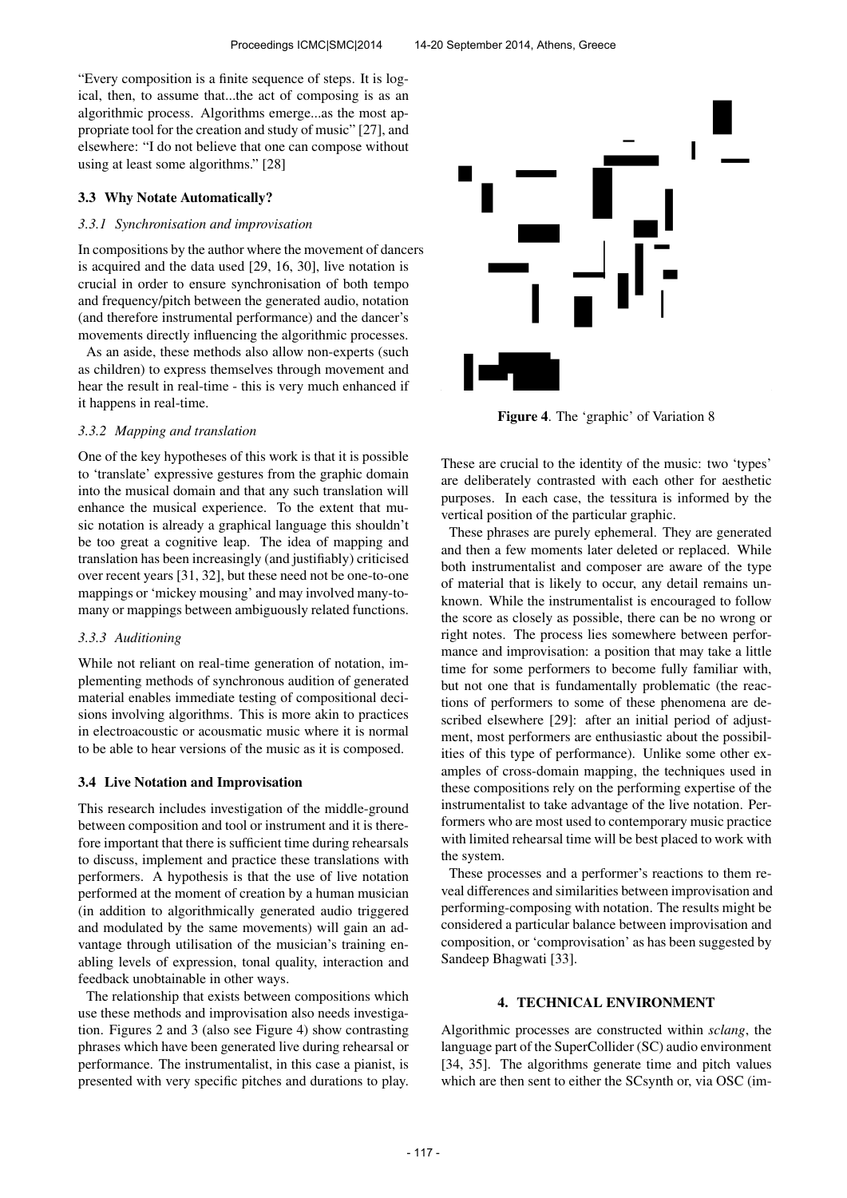"Every composition is a finite sequence of steps. It is logical, then, to assume that...the act of composing is as an algorithmic process. Algorithms emerge...as the most appropriate tool for the creation and study of music" [27], and elsewhere: "I do not believe that one can compose without using at least some algorithms." [28]

### 3.3 Why Notate Automatically?

#### 3.3.1 Synchronisation and improvisation

In compositions by the author where the movement of dancers is acquired and the data used [29, 16, 30], live notation is crucial in order to ensure synchronisation of both tempo and frequency/pitch between the generated audio, notation (and therefore instrumental performance) and the dancer's movements directly influencing the algorithmic processes.

As an aside, these methods also allow non-experts (such as children) to express themselves through movement and hear the result in real-time - this is very much enhanced if it happens in real-time.

#### 3.3.2 Mapping and translation

One of the key hypotheses of this work is that it is possible to 'translate' expressive gestures from the graphic domain into the musical domain and that any such translation will enhance the musical experience. To the extent that music notation is already a graphical language this shouldn't be too great a cognitive leap. The idea of mapping and translation has been increasingly (and justifiably) criticised over recent years [31, 32], but these need not be one-to-one mappings or 'mickey mousing' and may involved many-to-many or mappings between ambiguously related functions.

#### 3.3.3 Auditioning

While not reliant on real-time generation of notation, implementing methods of synchronous audition of generated material enables immediate testing of compositional decisions involving algorithms. This is more akin to practices in electroacoustic or acousmatic music where it is normal to be able to hear versions of the music as it is composed.

### 3.4 Live Notation and Improvisation

This research includes investigation of the middle-ground between composition and tool or instrument and it is therefore important that there is sufficient time during rehearsals to discuss, implement and practice these translations with performers. A hypothesis is that the use of live notation performed at the moment of creation by a human musician (in addition to algorithmically generated audio triggered and modulated by the same movements) will gain an advantage through utilisation of the musician's training enabling levels of expression, tonal quality, interaction and feedback unobtainable in other ways.

The relationship that exists between compositions which use these methods and improvisation also needs investigation. Figures 2 and 3 (also see Figure 4) show contrasting phrases which have been generated live during rehearsal or performance. The instrumentalist, in this case a pianist, is presented with very specific pitches and durations to play.

**Figure 4**. The 'graphic' of Variation 8

These are crucial to the identity of the music: two 'types' are deliberately contrasted with each other for aesthetic purposes. In each case, the tessitura is informed by the vertical position of the particular graphic.

These phrases are purely ephemeral. They are generated and then a few moments later deleted or replaced. While both instrumentalist and composer are aware of the type of material that is likely to occur, any detail remains unknown. While the instrumentalist is encouraged to follow the score as closely as possible, there can be no wrong or right notes. The process lies somewhere between performance and improvisation: a position that may take a little time for some performers to become fully familiar with, but not one that is fundamentally problematic (the reactions of performers to some of these phenomena are described elsewhere [29]: after an initial period of adjustment, most performers are enthusiastic about the possibilities of this type of performance). Unlike some other examples of cross-domain mapping, the techniques used in these compositions rely on the performing expertise of the instrumentalist to take advantage of the live notation. Performers who are most used to contemporary music practice with limited rehearsal time will be best placed to work with the system.

These processes and a performer's reactions to them reveal differences and similarities between improvisation and performing-composing with notation. The results might be considered a particular balance between improvisation and composition, or 'comprovisation' as has been suggested by Sandeep Bhagwati [33].

## 4. TECHNICAL ENVIRONMENT

Algorithmic processes are constructed within *sclang*, the language part of the SuperCollider (SC) audio environment [34, 35]. The algorithms generate time and pitch values which are then sent to either the SCsynth or, via OSC (im-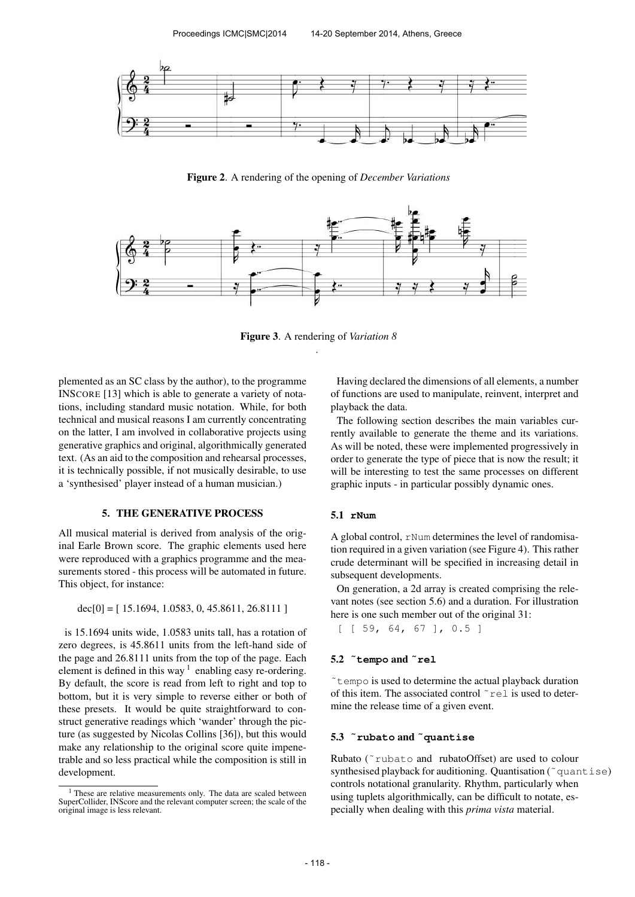Figure 2. A rendering of the opening of *December Variations*

Figure 3. A rendering of *Variation 8*

plemented as an SC class by the author), to the programme INSCORE [13] which is able to generate a variety of notations, including standard music notation. While, for both technical and musical reasons I am currently concentrating on the latter, I am involved in collaborative projects using generative graphics and original, algorithmically generated text. (As an aid to the composition and rehearsal processes, it is technically possible, if not musically desirable, to use a 'synthesised' player instead of a human musician.)

## 5. THE GENERATIVE PROCESS

All musical material is derived from analysis of the original Earle Brown score. The graphic elements used here were reproduced with a graphics programme and the measurements stored - this process will be automated in future. This object, for instance:

dec[0] = [ 15.1694, 1.0583, 0, 45.8611, 26.8111 ]

is 15.1694 units wide, 1.0583 units tall, has a rotation of zero degrees, is 45.8611 units from the left-hand side of the page and 26.8111 units from the top of the page. Each element is defined in this way [1] enabling easy re-ordering. By default, the score is read from left to right and top to bottom, but it is very simple to reverse either or both of these presets. It would be quite straightforward to construct generative readings which 'wander' through the picture (as suggested by Nicolas Collins [36]), but this would make any relationship to the original score quite impenetrable and so less practical while the composition is still in development.

[1] These are relative measurements only. The data are scaled between SuperCollider, INScore and the relevant computer screen; the scale of the original image is less relevant.

Having declared the dimensions of all elements, a number of functions are used to manipulate, reinvent, interpret and playback the data.

The following section describes the main variables currently available to generate the theme and its variations. As will be noted, these were implemented progressively in order to generate the type of piece that is now the result; it will be interesting to test the same processes on different graphic inputs - in particular possibly dynamic ones.

### 5.1 `rNum`

A global control, `rNum` determines the level of randomisation required in a given variation (see Figure 4). This rather crude determinant will be specified in increasing detail in subsequent developments.

On generation, a 2d array is created comprising the relevant notes (see section 5.6) and a duration. For illustration here is one such member out of the original 31:

```
[ [ 59, 64, 67 ], 0.5 ]
```

### 5.2 `~tempo` and `~rel`

`~tempo` is used to determine the actual playback duration of this item. The associated control `~rel` is used to determine the release time of a given event.

### 5.3 `~rubato` and `~quantise`

Rubato (`~rubato` and rubatoOffset) are used to colour synthesised playback for auditioning. Quantisation (`~quantise`) controls notational granularity. Rhythm, particularly when using tuplets algorithmically, can be difficult to notate, especially when dealing with this *prima vista* material.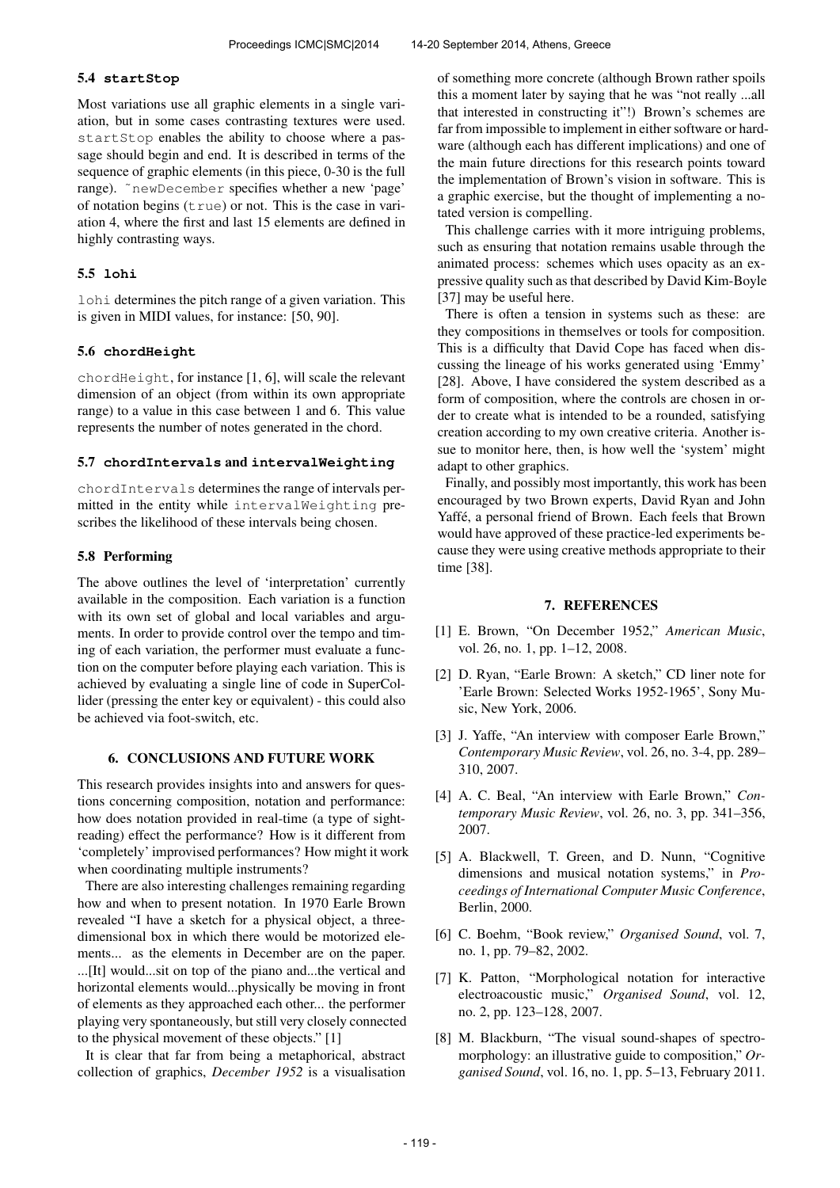### 5.4 **startStop**

Most variations use all graphic elements in a single variation, but in some cases contrasting textures were used. `startStop` enables the ability to choose where a passage should begin and end. It is described in terms of the sequence of graphic elements (in this piece, 0-30 is the full range). `~newDecember` specifies whether a new 'page' of notation begins (`true`) or not. This is the case in variation 4, where the first and last 15 elements are defined in highly contrasting ways.

### 5.5 **lohi**

`lohi` determines the pitch range of a given variation. This is given in MIDI values, for instance: [50, 90].

### 5.6 **chordHeight**

`chordHeight`, for instance [1, 6], will scale the relevant dimension of an object (from within its own appropriate range) to a value in this case between 1 and 6. This value represents the number of notes generated in the chord.

### 5.7 **chordIntervals** and **intervalWeighting**

`chordIntervals` determines the range of intervals permitted in the entity while `intervalWeighting` prescribes the likelihood of these intervals being chosen.

### 5.8 Performing

The above outlines the level of 'interpretation' currently available in the composition. Each variation is a function with its own set of global and local variables and arguments. In order to provide control over the tempo and timing of each variation, the performer must evaluate a function on the computer before playing each variation. This is achieved by evaluating a single line of code in SuperCollider (pressing the enter key or equivalent) - this could also be achieved via foot-switch, etc.

## 6. CONCLUSIONS AND FUTURE WORK

This research provides insights into and answers for questions concerning composition, notation and performance: how does notation provided in real-time (a type of sight-reading) effect the performance? How is it different from 'completely' improvised performances? How might it work when coordinating multiple instruments?

There are also interesting challenges remaining regarding how and when to present notation. In 1970 Earle Brown revealed "I have a sketch for a physical object, a three-dimensional box in which there would be motorized elements... as the elements in December are on the paper. ...[It] would...sit on top of the piano and...the vertical and horizontal elements would...physically be moving in front of elements as they approached each other... the performer playing very spontaneously, but still very closely connected to the physical movement of these objects." [1]

It is clear that far from being a metaphorical, abstract collection of graphics, *December 1952* is a visualisation of something more concrete (although Brown rather spoils this a moment later by saying that he was "not really ...all that interested in constructing it"!) Brown's schemes are far from impossible to implement in either software or hardware (although each has different implications) and one of the main future directions for this research points toward the implementation of Brown's vision in software. This is a graphic exercise, but the thought of implementing a notated version is compelling.

This challenge carries with it more intriguing problems, such as ensuring that notation remains usable through the animated process: schemes which uses opacity as an expressive quality such as that described by David Kim-Boyle [37] may be useful here.

There is often a tension in systems such as these: are they compositions in themselves or tools for composition. This is a difficulty that David Cope has faced when discussing the lineage of his works generated using 'Emmy' [28]. Above, I have considered the system described as a form of composition, where the controls are chosen in order to create what is intended to be a rounded, satisfying creation according to my own creative criteria. Another issue to monitor here, then, is how well the 'system' might adapt to other graphics.

Finally, and possibly most importantly, this work has been encouraged by two Brown experts, David Ryan and John Yaffé, a personal friend of Brown. Each feels that Brown would have approved of these practice-led experiments because they were using creative methods appropriate to their time [38].

## 7. REFERENCES

[1] E. Brown, "On December 1952," *American Music*, vol. 26, no. 1, pp. 1–12, 2008.

[2] D. Ryan, "Earle Brown: A sketch," CD liner note for 'Earle Brown: Selected Works 1952-1965', Sony Music, New York, 2006.

[3] J. Yaffe, "An interview with composer Earle Brown," *Contemporary Music Review*, vol. 26, no. 3-4, pp. 289–310, 2007.

[4] A. C. Beal, "An interview with Earle Brown," *Contemporary Music Review*, vol. 26, no. 3, pp. 341–356, 2007.

[5] A. Blackwell, T. Green, and D. Nunn, "Cognitive dimensions and musical notation systems," in *Proceedings of International Computer Music Conference*, Berlin, 2000.

[6] C. Boehm, "Book review," *Organised Sound*, vol. 7, no. 1, pp. 79–82, 2002.

[7] K. Patton, "Morphological notation for interactive electroacoustic music," *Organised Sound*, vol. 12, no. 2, pp. 123–128, 2007.

[8] M. Blackburn, "The visual sound-shapes of spectromorphology: an illustrative guide to composition," *Organised Sound*, vol. 16, no. 1, pp. 5–13, February 2011.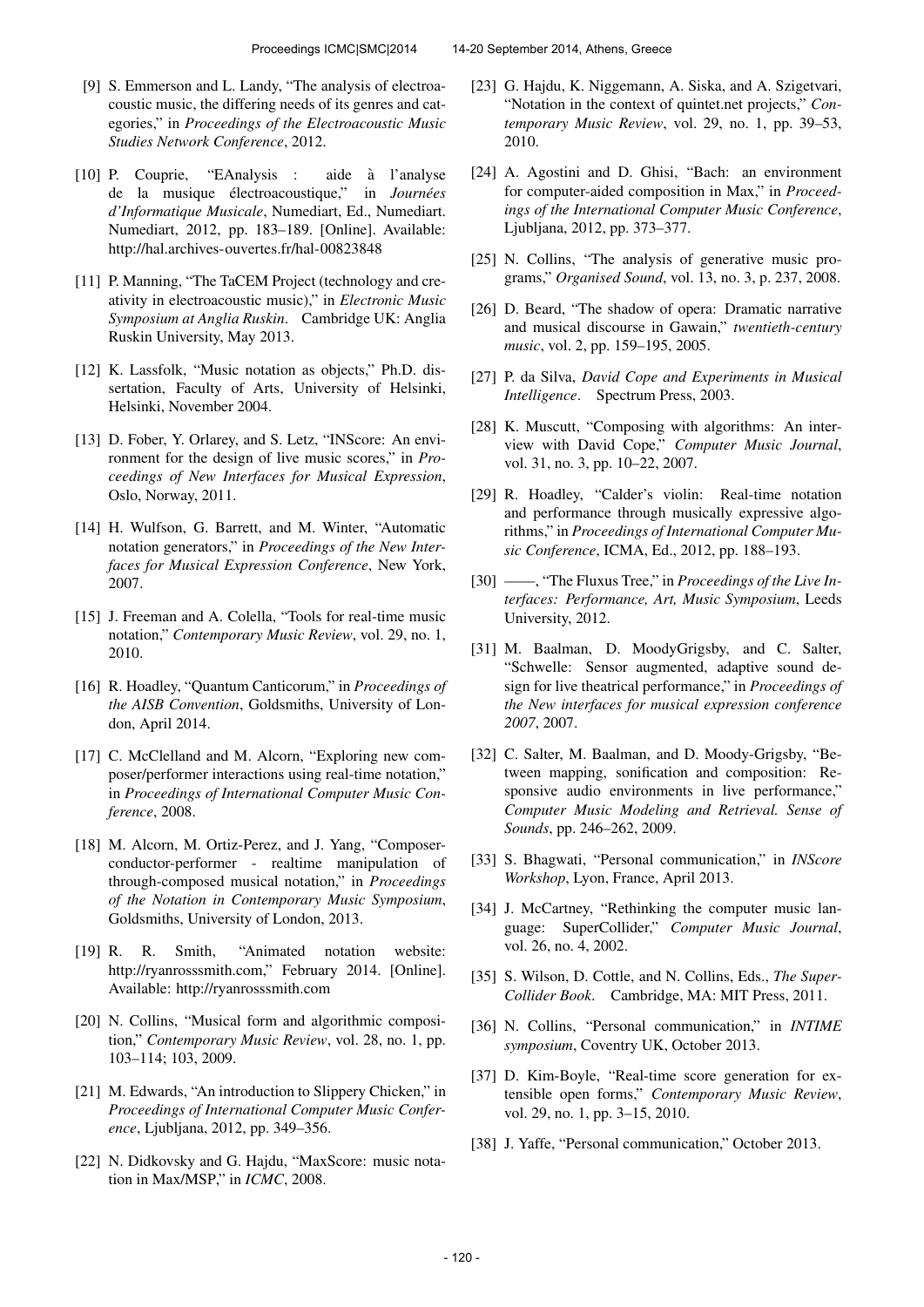[9] S. Emmerson and L. Landy, "The analysis of electroacoustic music, the differing needs of its genres and categories," in *Proceedings of the Electroacoustic Music Studies Network Conference*, 2012.

[10] P. Couprie, "EAnalysis : aide à l'analyse de la musique électroacoustique," in *Journées d'Informatique Musicale*, Numediart, Ed., Numediart. Numediart, 2012, pp. 183–189. [Online]. Available: http://hal.archives-ouvertes.fr/hal-00823848

[11] P. Manning, "The TaCEM Project (technology and creativity in electroacoustic music)," in *Electronic Music Symposium at Anglia Ruskin*. Cambridge UK: Anglia Ruskin University, May 2013.

[12] K. Lassfolk, "Music notation as objects," Ph.D. dissertation, Faculty of Arts, University of Helsinki, Helsinki, November 2004.

[13] D. Fober, Y. Orlarey, and S. Letz, "INScore: An environment for the design of live music scores," in *Proceedings of New Interfaces for Musical Expression*, Oslo, Norway, 2011.

[14] H. Wulfson, G. Barrett, and M. Winter, "Automatic notation generators," in *Proceedings of the New Interfaces for Musical Expression Conference*, New York, 2007.

[15] J. Freeman and A. Colella, "Tools for real-time music notation," *Contemporary Music Review*, vol. 29, no. 1, 2010.

[16] R. Hoadley, "Quantum Canticorum," in *Proceedings of the AISB Convention*, Goldsmiths, University of London, April 2014.

[17] C. McClelland and M. Alcorn, "Exploring new composer/performer interactions using real-time notation," in *Proceedings of International Computer Music Conference*, 2008.

[18] M. Alcorn, M. Ortiz-Perez, and J. Yang, "Composer-conductor-performer - realtime manipulation of through-composed musical notation," in *Proceedings of the Notation in Contemporary Music Symposium*, Goldsmiths, University of London, 2013.

[19] R. R. Smith, "Animated notation website: http://ryanrosssmith.com," February 2014. [Online]. Available: http://ryanrosssmith.com

[20] N. Collins, "Musical form and algorithmic composition," *Contemporary Music Review*, vol. 28, no. 1, pp. 103–114; 103, 2009.

[21] M. Edwards, "An introduction to Slippery Chicken," in *Proceedings of International Computer Music Conference*, Ljubljana, 2012, pp. 349–356.

[22] N. Didkovsky and G. Hajdu, "MaxScore: music notation in Max/MSP," in *ICMC*, 2008.

[23] G. Hajdu, K. Niggemann, A. Siska, and A. Szigetvari, "Notation in the context of quintet.net projects," *Contemporary Music Review*, vol. 29, no. 1, pp. 39–53, 2010.

[24] A. Agostini and D. Ghisi, "Bach: an environment for computer-aided composition in Max," in *Proceedings of the International Computer Music Conference*, Ljubljana, 2012, pp. 373–377.

[25] N. Collins, "The analysis of generative music programs," *Organised Sound*, vol. 13, no. 3, p. 237, 2008.

[26] D. Beard, "The shadow of opera: Dramatic narrative and musical discourse in Gawain," *twentieth-century music*, vol. 2, pp. 159–195, 2005.

[27] P. da Silva, *David Cope and Experiments in Musical Intelligence*. Spectrum Press, 2003.

[28] K. Muscutt, "Composing with algorithms: An interview with David Cope," *Computer Music Journal*, vol. 31, no. 3, pp. 10–22, 2007.

[29] R. Hoadley, "Calder's violin: Real-time notation and performance through musically expressive algorithms," in *Proceedings of International Computer Music Conference*, ICMA, Ed., 2012, pp. 188–193.

[30] ——, "The Fluxus Tree," in *Proceedings of the Live Interfaces: Performance, Art, Music Symposium*, Leeds University, 2012.

[31] M. Baalman, D. MoodyGrigsby, and C. Salter, "Schwelle: Sensor augmented, adaptive sound design for live theatrical performance," in *Proceedings of the New interfaces for musical expression conference 2007*, 2007.

[32] C. Salter, M. Baalman, and D. Moody-Grigsby, "Between mapping, sonification and composition: Responsive audio environments in live performance," *Computer Music Modeling and Retrieval. Sense of Sounds*, pp. 246–262, 2009.

[33] S. Bhagwati, "Personal communication," in *INScore Workshop*, Lyon, France, April 2013.

[34] J. McCartney, "Rethinking the computer music language: SuperCollider," *Computer Music Journal*, vol. 26, no. 4, 2002.

[35] S. Wilson, D. Cottle, and N. Collins, Eds., *The SuperCollider Book*. Cambridge, MA: MIT Press, 2011.

[36] N. Collins, "Personal communication," in *INTIME symposium*, Coventry UK, October 2013.

[37] D. Kim-Boyle, "Real-time score generation for extensible open forms," *Contemporary Music Review*, vol. 29, no. 1, pp. 3–15, 2010.

[38] J. Yaffe, "Personal communication," October 2013.